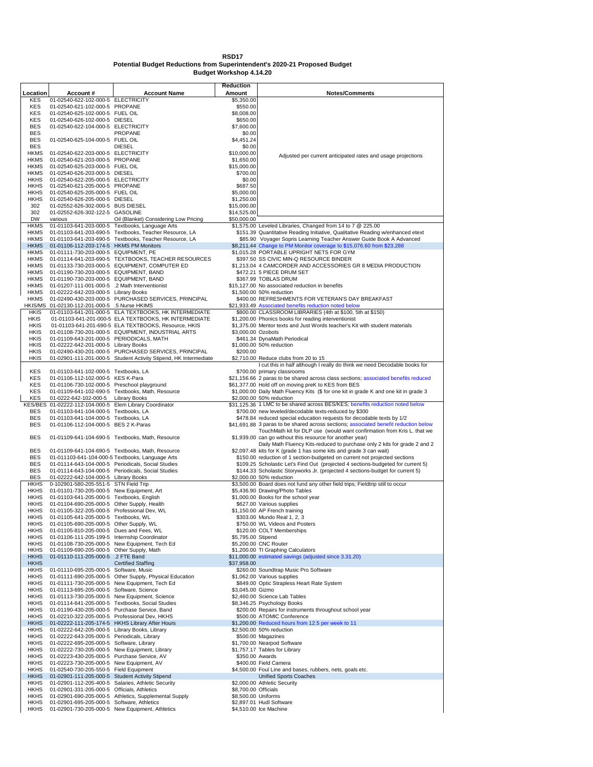**RSD17**
**Potential Budget Reductions from Superintendent's 2020-21 Proposed Budget**
**Budget Workshop 4.14.20**

| Location | Account # | Account Name | Reduction Amount | Notes/Comments |
|---|---|---|---|---|
| KES | 01-02540-622-102-000-5 | ELECTRICITY | $5,350.00 | Adjusted per current anticipated rates and usage projections |
| KES | 01-02540-621-102-000-5 | PROPANE | $550.00 | |
| KES | 01-02540-625-102-000-5 | FUEL OIL | $8,008.00 | |
| KES | 01-02540-626-102-000-5 | DIESEL | $650.00 | |
| BES | 01-02540-622-104-000-5 | ELECTRICITY | $7,600.00 | |
| BES | | PROPANE | $0.00 | |
| BES | 01-02540-625-104-000-5 | FUEL OIL | $4,451.24 | |
| BES | | DIESEL | $0.00 | |
| HKMS | 01-02540-622-203-000-5 | ELECTRICITY | $10,000.00 | |
| HKMS | 01-02540-621-203-000-5 | PROPANE | $1,650.00 | |
| HKMS | 01-02540-625-203-000-5 | FUEL OIL | $15,000.00 | |
| HKMS | 01-02540-626-203-000-5 | DIESEL | $700.00 | |
| HKHS | 01-02540-622-205-000-5 | ELECTRICITY | $0.00 | |
| HKHS | 01-02540-621-205-000-5 | PROPANE | $687.50 | |
| HKHS | 01-02540-625-205-000-5 | FUEL OIL | $5,000.00 | |
| HKHS | 01-02540-626-205-000-5 | DIESEL | $1,250.00 | |
| 302 | 01-02552-626-302-000-5 | BUS DIESEL | $15,000.00 | |
| 302 | 01-02552-626-302-122-5 | GASOLINE | $14,525.00 | |
| DW | various | Oil (Blanket) Considering Low Pricing | $50,000.00 | |
| HKMS | 01-01103-641-203-000-5 | Textbooks, Language Arts | $1,575.00 | Leveled Libraries, Changed from 14 to 7 @ 225.00 |
| HKMS | 01-01103-641-203-690-5 | Textbooks, Teacher Resource, LA | $151.39 | Quantitative Reading Initiative, Qualitative Reading w/enhanced etext |
| HKMS | 01-01103-641-203-690-5 | Textbooks, Teacher Resource, LA | $85.90 | Voyager Sopris Learning Teacher Answer Guide Book A Advanced |
| HKMS | 01-01106-112-203-174-5 | HKMS PM Monitors | $8,211.44 | Change to PM Monitor coverage to $15,076.60 from $23,288 |
| HKMS | 01-01111-730-203-000-5 | EQUIPMENT, PE | $1,015.28 | PORTABLE UPRIGHT NETS FOR GYM |
| HKMS | 01-01114-641-203-690-5 | TEXTBOOKS, TEACHER RESOURCES | $397.50 | SS CIVIC MIN-Q RESOURCE BINDER |
| HKMS | 01-01133-730-203-000-5 | EQUIPMENT, COMPUTER ED | $1,213.04 | 4 CAMCORDER AND ACCESSORIES GR 8 MEDIA PRODUCTION |
| HKMS | 01-01190-730-203-000-5 | EQUIPMENT, BAND | $472.21 | 5 PIECE DRUM SET |
| HKMS | 01-01190-730-203-000-5 | EQUIPMENT, BAND | $367.99 | TOBLAS DRUM |
| HKMS | 01-01207-111-001-000-5 | .2 Math Interventionist | $15,127.00 | No associated reduction in benefits |
| HKMS | 01-02222-642-203-000-5 | Library Books | $1,500.00 | 50% reduction |
| HKMS | 01-02490-430-203-000-5 | PURCHASED SERVICES, PRINCIPAL | $400.00 | REFRESHMENTS FOR VETERAN'S DAY BREAKFAST |
| HKIS/MS | 01-02130-112-201-000-5 | .5 Nurse HKIMS | $21,933.49 | Associated benefits reduction noted below |
| HKIS | 01-01103-641-201-000-5 | ELA TEXTBOOKS, HK INTERMEDIATE | $800.00 | CLASSROOM LIBRARIES (4th at $100, 5th at $150) |
| HKIS | 01-01103-641-201-000-5 | ELA TEXTBOOKS, HK INTERMEDIATE | $1,200.00 | Phonics books for reading interventionist |
| HKIS | 01-01103-641-201-690-5 | ELA TEXTBOOKS, Resource, HKIS | $1,375.00 | Mentor texts and Just Words teacher's Kit with student materials |
| HKIS | 01-01108-730-201-000-5 | EQUIPMENT, INDUSTRIAL ARTS | $3,000.00 | Ozobots |
| HKIS | 01-01109-643-201-000-5 | PERIODICALS, MATH | $461.34 | DynaMath Periodical |
| HKIS | 01-02222-642-201-000-5 | Library Books | $1,000.00 | 50% reduction |
| HKIS | 01-02490-430-201-000-5 | PURCHASED SERVICES, PRINCIPAL | $200.00 | |
| HKIS | 01-02901-111-201-000-5 | Student Activity Stipend, HK Intermediate | $2,710.00 | Reduce clubs from 20 to 15 |
| KES | 01-01103-641-102-000-5 | Textbooks, LA | $700.00 | I cut this in half although I really do think we need Decodable books for primary classrooms |
| KES | 01-01106-112-102-000-5 | KES K-Para | $21,156.66 | 2 paras to be shared across class sections; associated benefits reduced |
| KES | 01-01106-730-102-000-5 | Preschool playground | $61,377.00 | Hold off on moving preK to KES from BES |
| KES | 01-01109-641-102-690-5 | Textbooks, Math, Resource | $1,000.00 | Daily Math Fluency Kits ($ for one kit in grade K and one kit in grade 3 |
| KES | 01-0222-642-102-000-5 | Library Books | $2,000.00 | 50% reduction |
| KES/BES | 01-02222-112-104-000-5 | Elem Library Coordinator | $31,125.36 | 1 LMC to be shared across BES/KES; benefits reduction noted below |
| BES | 01-01103-641-104-000-5 | Textbooks, LA | $700.00 | new leveled/decodable texts-reduced by $300 |
| BES | 01-01103-641-104-000-5 | Textbooks, LA | $478.84 | reduced special education requests for decodable texts by 1/2 |
| BES | 01-01106-112-104-000-5 | BES 2 K-Paras | $41,691.88 | 3 paras to be shared across sections; associated benefit reduction below |
| BES | 01-01109-641-104-690-5 | Textbooks, Math, Resource | $1,939.00 | TouchMath kit for DLP use (would want confirmation from Kris L. that we can go without this resource for another year) |
| BES | 01-01109-641-104-690-5 | Textbooks, Math, Resource | $2,097.48 | Daily Math Fluency Kits-reduced to purchase only 2 kits for grade 2 and 2 kits for K (grade 1 has some kits and grade 3 can wait) |
| BES | 01-011103-641-104-000-5 | Textbooks, Language Arts | $150.00 | reduction of 1 section-budgeted on current not projected sections |
| BES | 01-01114-643-104-000-5 | Periodicals, Social Studies | $109.25 | Scholastic Let's Find Out (projected 4 sections-budgeted for current 5) |
| BES | 01-01114-643-104-000-5 | Periodicals, Social Studies | $144.33 | Scholastic Storyworks Jr. (projected 4 sections-budget for current 5) |
| BES | 01-02222-642-104-000-5 | Library Books | $2,000.00 | 50% reduction |
| HKHS | 0-102901-580-205-551-5 | STN Field Trip | $3,500.00 | Board does not fund any other field trips; Fieldtrip still to occur |
| HKHS | 01-01101-730-205-000-5 | New Equipment, Art | $5,436.90 | Drawing/Photo Tables |
| HKHS | 01-01103-641-205-000-5 | Textbooks, English | $1,000.00 | Books for the school year |
| HKHS | 01-01104-690-205-000-5 | Other Supply, Health | $627.00 | Various supplies |
| HKHS | 01-01105-322-205-000-5 | Professional Dev, WL | $1,150.00 | AP French training |
| HKHS | 01-01105-641-205-000-5 | Textbooks, WL | $303.00 | Mundo Real 1, 2, 3 |
| HKHS | 01-01105-690-205-000-5 | Other Supply, WL | $750.00 | WL Videos and Posters |
| HKHS | 01-01105-810-205-000-5 | Dues and Fees, WL | $120.00 | COLT Memberships |
| HKHS | 01-01106-111-205-199-5 | Internship Coordinator | $5,795.00 | Stipend |
| HKHS | 01-01108-730-205-000-5 | New Equipment, Tech Ed | $5,200.00 | CNC Router |
| HKHS | 01-01109-690-205-000-5 | Other Supply, Math | $1,200.00 | TI Graphing Calculators |
| HKHS | 01-01110-111-205-000-5 | .2 FTE Band | $11,000.00 | estimated savings (adjusted since 3.31.20) |
| HKHS | | Certified Staffing | $37,958.00 | |
| HKHS | 01-01110-695-205-000-5 | Software, Music | $260.00 | Soundtrap Music Pro Software |
| HKHS | 01-01111-690-205-000-5 | Other Supply, Physical Education | $1,062.00 | Various supplies |
| HKHS | 01-01111-730-205-000-5 | New Equipment, Tech Ed | $849.00 | Optic Strapless Heart Rate System |
| HKHS | 01-01113-695-205-000-5 | Software, Science | $3,045.00 | Gizmo |
| HKHS | 01-01113-730-205-000-5 | New Equipment, Science | $2,460.00 | Science Lab Tables |
| HKHS | 01-01114-641-205-000-5 | Textbooks, Social Studies | $8,346.25 | Psychology Books |
| HKHS | 01-01190-430-205-000-5 | Purchase Service, Band | $200.00 | Repairs for instruments throughout school year |
| HKHS | 01-02210-322-205-000-5 | Professional Dev, HKHS | $500.00 | ATOMIC Conference |
| HKHS | 01-02222-111-205-174-5 | HKHS Library After Hours | $1,200.00 | Reduced hours from 12.5 per week to 11 |
| HKHS | 01-02222-642-205-000-5 | Library Books, Library | $2,500.00 | 50% reduction |
| HKHS | 01-02222-643-205-000-5 | Periodicals, Library | $500.00 | Magazines |
| HKHS | 01-02222-695-205-000-5 | Software, Library | $1,700.00 | Nearpod Software |
| HKHS | 01-02222-730-205-000-5 | New Equipment, Library | $1,757.17 | Tables for Library |
| HKHS | 01-02223-430-205-000-5 | Purchase Service, AV | $350.00 | Awards |
| HKHS | 01-02223-730-205-000-5 | New Equipment, AV | $400.00 | Field Camera |
| HKHS | 01-02540-730-205-550-5 | Field Equipment | $4,500.00 | Foul Line and bases, rubbers, nets, goals etc. |
| HKHS | 01-02901-111-205-000-5 | Student Activity Stipend | | Unified Sports Coaches |
| HKHS | 01-02901-112-205-400-5 | Salaries, Athletic Security | $2,000.00 | Athletic Security |
| HKHS | 01-02901-331-205-000-5 | Officials, Athletics | $8,700.00 | Officials |
| HKHS | 01-02901-690-205-000-5 | Athletics, Supplemental Supply | $8,500.00 | Uniforms |
| HKHS | 01-02901-695-205-000-5 | Software, Athletics | $2,897.01 | Hudl Software |
| HKHS | 01-02901-730-205-000-5 | New Equipment, Athletics | $4,510.00 | Ice Machine |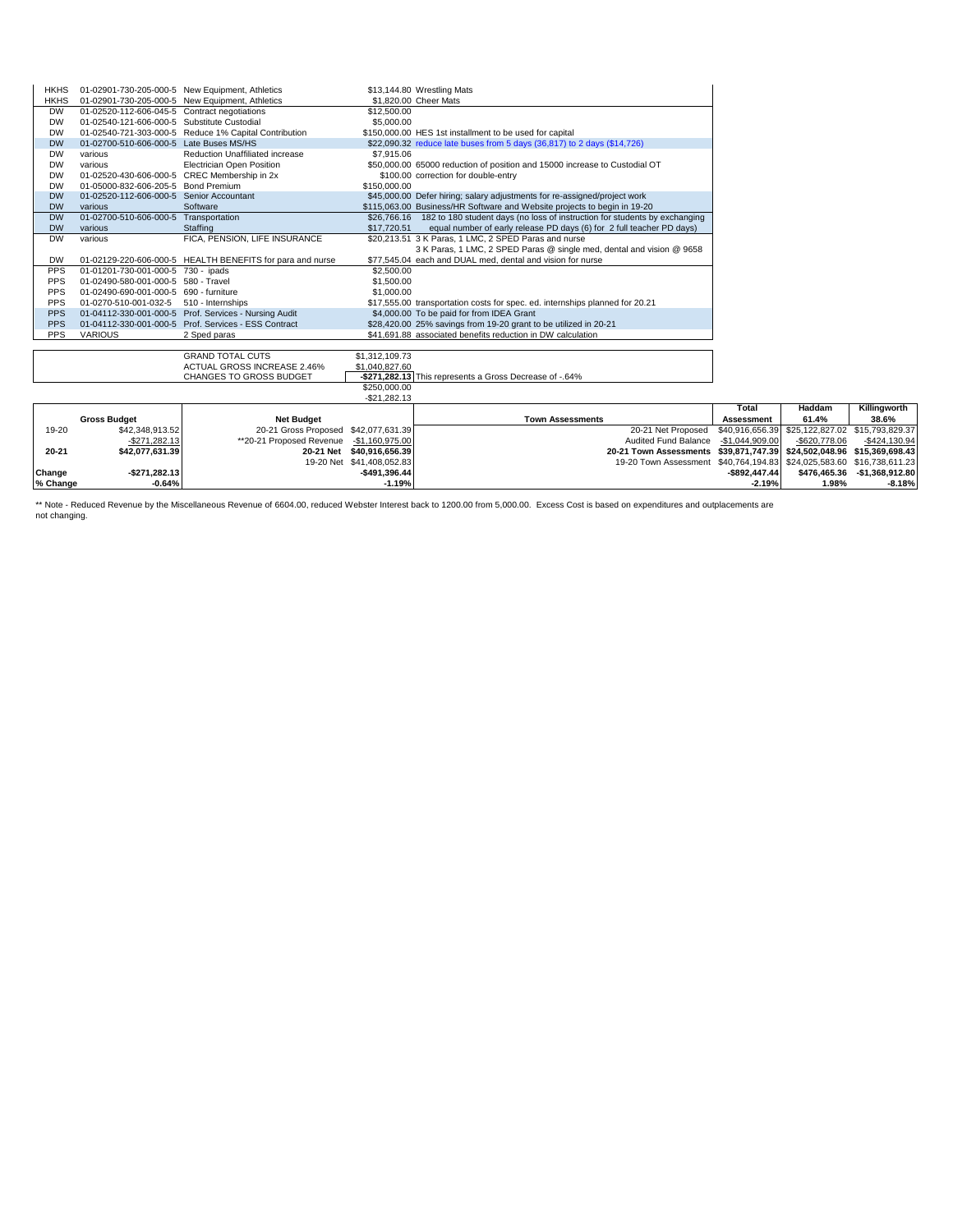| | | | | |
|---|---|---|---|---|
| HKHS | 01-02901-730-205-000-5 | New Equipment, Athletics | $13,144.80 | Wrestling Mats |
| HKHS | 01-02901-730-205-000-5 | New Equipment, Athletics | $1,820.00 | Cheer Mats |
| DW | 01-02520-112-606-045-5 | Contract negotiations | $12,500.00 | |
| DW | 01-02540-121-606-000-5 | Substitute Custodial | $5,000.00 | |
| DW | 01-02540-721-303-006-5 | Reduce 1% Capital Contribution | $150,000.00 | HES 1st installment to be used for capital |
| DW | 01-02700-510-606-000-5 | Late Buses MS/HS | $22,090.32 | reduce late buses from 5 days (36,817) to 2 days ($14,726) |
| DW | various | Reduction Unaffiliated increase | $7,915.06 | |
| DW | various | Electrician Open Position | $50,000.00 | 65000 reduction of position and 15000 increase to Custodial OT |
| DW | 01-02520-430-606-000-5 | CREC Membership in 2x | $100.00 | correction for double-entry |
| DW | 01-05000-832-606-205-5 | Bond Premium | $150,000.00 | |
| DW | 01-02520-112-606-000-5 | Senior Accountant | $45,000.00 | Defer hiring; salary adjustments for re-assigned/project work |
| DW | various | Software | $115,063.00 | Business/HR Software and Website projects to begin in 19-20 |
| DW | 01-02700-510-606-000-5 | Transportation | $26,766.16 | 182 to 180 student days (no loss of instruction for students by exchanging |
| DW | various | Staffing | $17,720.51 | equal number of early release PD days (6) for 2 full teacher PD days) |
| DW | various | FICA, PENSION, LIFE INSURANCE | $20,213.51 | 3 K Paras, 1 LMC, 2 SPED Paras and nurse |
| | | | | 3 K Paras, 1 LMC, 2 SPED Paras @ single med, dental and vision @ 9658 |
| DW | 01-02129-220-606-000-5 | HEALTH BENEFITS for para and nurse | $77,545.04 | each and DUAL med, dental and vision for nurse |
| PPS | 01-01201-730-001-000-5 | 730 - ipads | $2,500.00 | |
| PPS | 01-02490-580-001-000-5 | 580 - Travel | $1,500.00 | |
| PPS | 01-02490-690-001-000-5 | 690 - furniture | $1,000.00 | |
| PPS | 01-0270-510-001-032-5 | 510 - Internships | $17,555.00 | transportation costs for spec. ed. internships planned for 20.21 |
| PPS | 01-04112-330-001-000-5 | Prof. Services - Nursing Audit | $4,000.00 | To be paid for from IDEA Grant |
| PPS | 01-04112-330-001-000-5 | Prof. Services - ESS Contract | $28,420.00 | 25% savings from 19-20 grant to be utilized in 20-21 |
| PPS | VARIOUS | 2 Sped paras | $41,691.88 | associated benefits reduction in DW calculation |

| | | |
|---|---|---|
| GRAND TOTAL CUTS | $1,312,109.73 | |
| ACTUAL GROSS INCREASE 2.46% | $1,040,827.60 | |
| CHANGES TO GROSS BUDGET | -$271,282.13 | This represents a Gross Decrease of -.64% |
| | $250,000.00 | |
| | -$21,282.13 | |

| | Gross Budget | Net Budget | | Town Assessments | Total Assessment | Haddam 61.4% | Killingworth 38.6% |
|---|---|---|---|---|---|---|---|
| 19-20 | $42,348,913.52 | 20-21 Gross Proposed | $42,077,631.39 | 20-21 Net Proposed | $40,916,656.39 | $25,122,827.02 | $15,793,829.37 |
| | -$271,282.13 | **20-21 Proposed Revenue | -$1,160,975.00 | Audited Fund Balance | -$1,044,909.00 | -$620,778.06 | -$424,130.94 |
| **20-21** | **$42,077,631.39** | **20-21 Net** | **$40,916,656.39** | **20-21 Town Assessments** | **$39,871,747.39** | **$24,502,048.96** | **$15,369,698.43** |
| | | 19-20 Net | $41,408,052.83 | 19-20 Town Assessment | $40,764,194.83 | $24,025,583.60 | $16,738,611.23 |
| **Change** | **-$271,282.13** | | **-$491,396.44** | | **-$892,447.44** | **$476,465.36** | **-$1,368,912.80** |
| **% Change** | **-0.64%** | | **-1.19%** | | **-2.19%** | **1.98%** | **-8.18%** |

** Note - Reduced Revenue by the Miscellaneous Revenue of 6604.00, reduced Webster Interest back to 1200.00 from 5,000.00. Excess Cost is based on expenditures and outplacements are not changing.